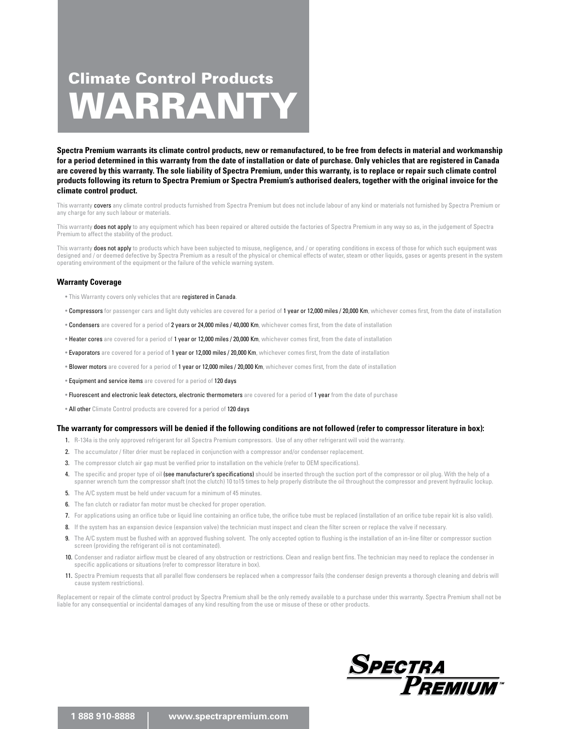## Climate Control Products

# WARRANTY

**Spectra Premium warrants its climate control products, new or remanufactured, to be free from defects in material and workmanship for a period determined in this warranty from the date of installation or date of purchase. Only vehicles that are registered in Canada are covered by this warranty. The sole liability of Spectra Premium, under this warranty, is to replace or repair such climate control products following its return to Spectra Premium or Spectra Premium's authorised dealers, together with the original invoice for the climate control product.**

This warranty covers any climate control products furnished from Spectra Premium but does not include labour of any kind or materials not furnished by Spectra Premium or any charge for any such labour or materials.

This warranty does not apply to any equipment which has been repaired or altered outside the factories of Spectra Premium in any way so as, in the judgement of Spectra Premium to affect the stability of the product.

This warranty does not apply to products which have been subjected to misuse, negligence, and / or operating conditions in excess of those for which such equipment was designed and / or deemed defective by Spectra Premium as a result of the physical or chemical effects of water, steam or other liquids, gases or agents present in the system operating environment of the equipment or the failure of the vehicle warning system.

### Warranty Coverage

- This Warranty covers only vehicles that are registered in Canada.
- Compressors for passenger cars and light duty vehicles are covered for a period of 1 year or 12,000 miles / 20,000 Km, whichever comes first, from the date of installation
- Condensers are covered for a period of 2 years or 24,000 miles / 40,000 Km, whichever comes first, from the date of installation
- Heater cores are covered for a period of 1 year or 12,000 miles / 20,000 Km, whichever comes first, from the date of installation
- Evaporators are covered for a period of 1 year or 12,000 miles / 20,000 Km, whichever comes first, from the date of installation
- Blower motors are covered for a period of 1 year or 12,000 miles / 20,000 Km, whichever comes first, from the date of installation
- Equipment and service items are covered for a period of 120 days
- Fluorescent and electronic leak detectors, electronic thermometers are covered for a period of 1 year from the date of purchase
- All other Climate Control products are covered for a period of 120 days

### The warranty for compressors will be denied if the following conditions are not followed (refer to compressor literature in box):

1. R-134a is the only approved refrigerant for all Spectra Premium compressors. Use of any other refrigerant will void the warranty.
2. The accumulator / filter drier must be replaced in conjunction with a compressor and/or condenser replacement.
3. The compressor clutch air gap must be verified prior to installation on the vehicle (refer to OEM specifications).
4. The specific and proper type of oil (see manufacturer's specifications) should be inserted through the suction port of the compressor or oil plug. With the help of a spanner wrench turn the compressor shaft (not the clutch) 10 to15 times to help properly distribute the oil throughout the compressor and prevent hydraulic lockup.
5. The A/C system must be held under vacuum for a minimum of 45 minutes.
6. The fan clutch or radiator fan motor must be checked for proper operation.
7. For applications using an orifice tube or liquid line containing an orifice tube, the orifice tube must be replaced (installation of an orifice tube repair kit is also valid).
8. If the system has an expansion device (expansion valve) the technician must inspect and clean the filter screen or replace the valve if necessary.
9. The A/C system must be flushed with an approved flushing solvent. The only accepted option to flushing is the installation of an in-line filter or compressor suction screen (providing the refrigerant oil is not contaminated).
10. Condenser and radiator airflow must be cleared of any obstruction or restrictions. Clean and realign bent fins. The technician may need to replace the condenser in specific applications or situations (refer to compressor literature in box).
11. Spectra Premium requests that all parallel flow condensers be replaced when a compressor fails (the condenser design prevents a thorough cleaning and debris will cause system restrictions).

Replacement or repair of the climate control product by Spectra Premium shall be the only remedy available to a purchase under this warranty. Spectra Premium shall not be liable for any consequential or incidental damages of any kind resulting from the use or misuse of these or other products.

Spectra Premium™

1 888 910-8888 | www.spectrapremium.com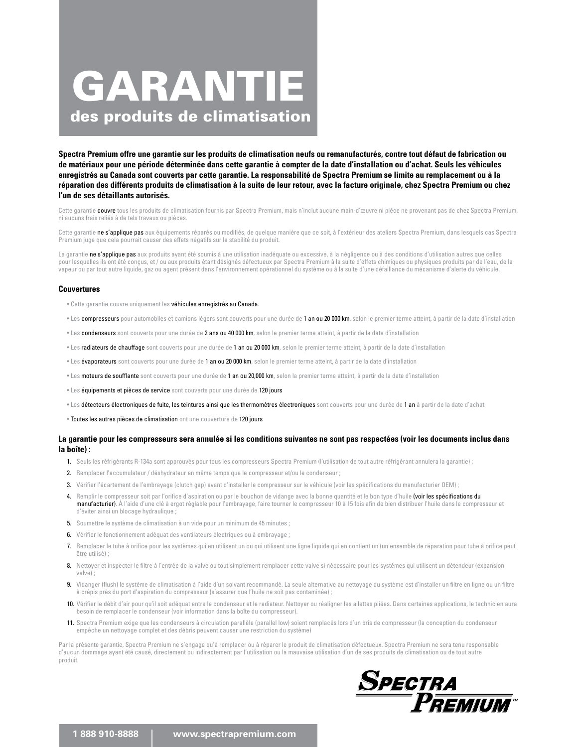# GARANTIE

## des produits de climatisation

**Spectra Premium offre une garantie sur les produits de climatisation neufs ou remanufacturés, contre tout défaut de fabrication ou de matériaux pour une période déterminée dans cette garantie à compter de la date d'installation ou d'achat. Seuls les véhicules enregistrés au Canada sont couverts par cette garantie. La responsabilité de Spectra Premium se limite au remplacement ou à la réparation des différents produits de climatisation à la suite de leur retour, avec la facture originale, chez Spectra Premium ou chez l'un de ses détaillants autorisés.**

Cette garantie couvre tous les produits de climatisation fournis par Spectra Premium, mais n'inclut aucune main-d'œuvre ni pièce ne provenant pas de chez Spectra Premium, ni aucuns frais reliés à de tels travaux ou pièces.

Cette garantie ne s'applique pas aux équipements réparés ou modifiés, de quelque manière que ce soit, à l'extérieur des ateliers Spectra Premium, dans lesquels cas Spectra Premium juge que cela pourrait causer des effets négatifs sur la stabilité du produit.

La garantie ne s'applique pas aux produits ayant été soumis à une utilisation inadéquate ou excessive, à la négligence ou à des conditions d'utilisation autres que celles pour lesquelles ils ont été conçus, et / ou aux produits étant désignés défectueux par Spectra Premium à la suite d'effets chimiques ou physiques produits par de l'eau, de la vapeur ou par tout autre liquide, gaz ou agent présent dans l'environnement opérationnel du système ou à la suite d'une défaillance du mécanisme d'alerte du véhicule.

### Couvertures

- Cette garantie couvre uniquement les véhicules enregistrés au Canada.
- Les compresseurs pour automobiles et camions légers sont couverts pour une durée de 1 an ou 20 000 km, selon le premier terme atteint, à partir de la date d'installation
- Les condenseurs sont couverts pour une durée de 2 ans ou 40 000 km, selon le premier terme atteint, à partir de la date d'installation
- Les radiateurs de chauffage sont couverts pour une durée de 1 an ou 20 000 km, selon le premier terme atteint, à partir de la date d'installation
- Les évaporateurs sont couverts pour une durée de 1 an ou 20 000 km, selon le premier terme atteint, à partir de la date d'installation
- Les moteurs de soufflante sont couverts pour une durée de 1 an ou 20,000 km, selon la premier terme atteint, à partir de la date d'installation
- Les équipements et pièces de service sont couverts pour une durée de 120 jours
- Les détecteurs électroniques de fuite, les teintures ainsi que les thermomètres électroniques sont couverts pour une durée de 1 an à partir de la date d'achat
- Toutes les autres pièces de climatisation ont une couverture de 120 jours

### La garantie pour les compresseurs sera annulée si les conditions suivantes ne sont pas respectées (voir les documents inclus dans la boîte) :

1. Seuls les réfrigérants R-134a sont approuvés pour tous les compresseurs Spectra Premium (l'utilisation de tout autre réfrigérant annulera la garantie) ;
2. Remplacer l'accumulateur / déshydrateur en même temps que le compresseur et/ou le condenseur ;
3. Vérifier l'écartement de l'embrayage (clutch gap) avant d'installer le compresseur sur le véhicule (voir les spécifications du manufacturier OEM) ;
4. Remplir le compresseur soit par l'orifice d'aspiration ou par le bouchon de vidange avec la bonne quantité et le bon type d'huile (voir les spécifications du manufacturier). À l'aide d'une clé à ergot réglable pour l'embrayage, faire tourner le compresseur 10 à 15 fois afin de bien distribuer l'huile dans le compresseur et d'éviter ainsi un blocage hydraulique ;
5. Soumettre le système de climatisation à un vide pour un minimum de 45 minutes ;
6. Vérifier le fonctionnement adéquat des ventilateurs électriques ou à embrayage ;
7. Remplacer le tube à orifice pour les systèmes qui en utilisent un ou qui utilisent une ligne liquide qui en contient un (un ensemble de réparation pour tube à orifice peut être utilisé) ;
8. Nettoyer et inspecter le filtre à l'entrée de la valve ou tout simplement remplacer cette valve si nécessaire pour les systèmes qui utilisent un détendeur (expansion valve) ;
9. Vidanger (flush) le système de climatisation à l'aide d'un solvant recommandé. La seule alternative au nettoyage du système est d'installer un filtre en ligne ou un filtre à crépis près du port d'aspiration du compresseur (s'assurer que l'huile ne soit pas contaminée) ;
10. Vérifier le débit d'air pour qu'il soit adéquat entre le condenseur et le radiateur. Nettoyer ou réaligner les ailettes pliées. Dans certaines applications, le technicien aura besoin de remplacer le condenseur (voir information dans la boîte du compresseur).
11. Spectra Premium exige que les condenseurs à circulation parallèle (parallel low) soient remplacés lors d'un bris de compresseur (la conception du condenseur empêche un nettoyage complet et des débris peuvent causer une restriction du système)

Par la présente garantie, Spectra Premium ne s'engage qu'à remplacer ou à réparer le produit de climatisation défectueux. Spectra Premium ne sera tenu responsable d'aucun dommage ayant été causé, directement ou indirectement par l'utilisation ou la mauvaise utilisation d'un de ses produits de climatisation ou de tout autre produit.

SPECTRA PREMIUM™

1 888 910-8888 | www.spectrapremium.com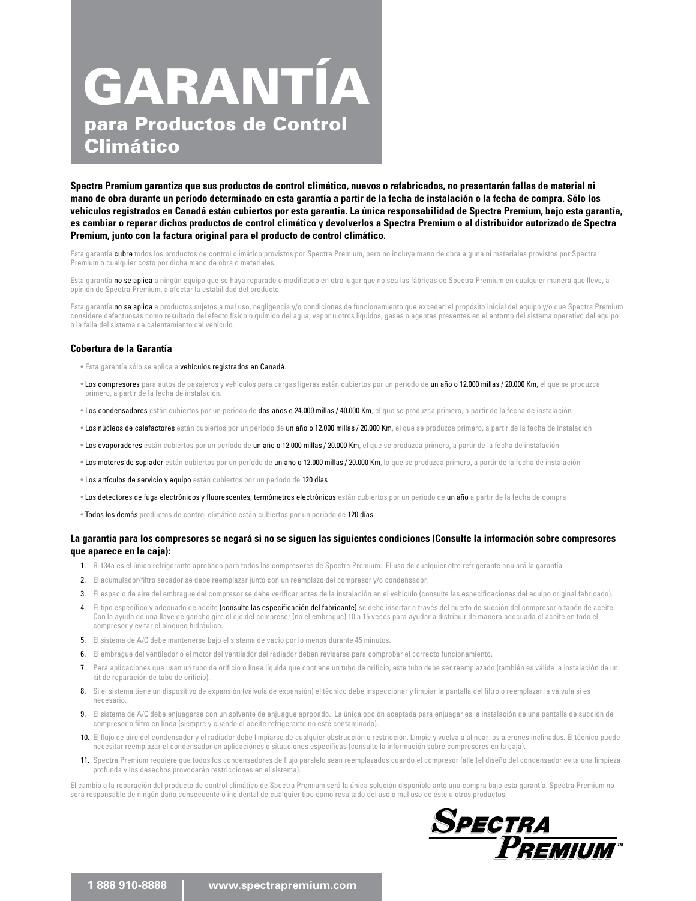# GARANTÍA

## para Productos de Control Climático

**Spectra Premium garantiza que sus productos de control climático, nuevos o refabricados, no presentarán fallas de material ni mano de obra durante un período determinado en esta garantía a partir de la fecha de instalación o la fecha de compra. Sólo los vehículos registrados en Canadá están cubiertos por esta garantía. La única responsabilidad de Spectra Premium, bajo esta garantía, es cambiar o reparar dichos productos de control climático y devolverlos a Spectra Premium o al distribuidor autorizado de Spectra Premium, junto con la factura original para el producto de control climático.**

Esta garantía cubre todos los productos de control climático provistos por Spectra Premium, pero no incluye mano de obra alguna ni materiales provistos por Spectra Premium o cualquier costo por dicha mano de obra o materiales.

Esta garantía no se aplica a ningún equipo que se haya reparado o modificado en otro lugar que no sea las fábricas de Spectra Premium en cualquier manera que lleve, a opinión de Spectra Premium, a afectar la estabilidad del producto.

Esta garantía no se aplica a productos sujetos a mal uso, negligencia y/o condiciones de funcionamiento que exceden el propósito inicial del equipo y/o que Spectra Premium considere defectuosas como resultado del efecto físico o químico del agua, vapor u otros líquidos, gases o agentes presentes en el entorno del sistema operativo del equipo o la falla del sistema de calentamiento del vehículo.

### Cobertura de la Garantía

- Esta garantía sólo se aplica a vehículos registrados en Canadá.
- Los compresores para autos de pasajeros y vehículos para cargas ligeras están cubiertos por un periodo de un año o 12.000 millas / 20.000 Km, el que se produzca primero, a partir de la fecha de instalación.
- Los condensadores están cubiertos por un período de dos años o 24.000 millas / 40.000 Km, el que se produzca primero, a partir de la fecha de instalación
- Los núcleos de calefactores están cubiertos por un período de un año o 12.000 millas / 20.000 Km, el que se produzca primero, a partir de la fecha de instalación
- Los evaporadores están cubiertos por un período de un año o 12.000 millas / 20.000 Km, el que se produzca primero, a partir de la fecha de instalación
- Los motores de soplador están cubiertos por un período de un año o 12.000 millas / 20.000 Km, lo que se produzca primero, a partir de la fecha de instalación
- Los artículos de servicio y equipo están cubiertos por un periodo de 120 días
- Los detectores de fuga electrónicos y fluorescentes, termómetros electrónicos están cubiertos por un periodo de un año a partir de la fecha de compra
- Todos los demás productos de control climático están cubiertos por un periodo de 120 días

### La garantía para los compresores se negará si no se siguen las siguientes condiciones (Consulte la información sobre compresores que aparece en la caja):

1. R-134a es el único refrigerante aprobado para todos los compresores de Spectra Premium. El uso de cualquier otro refrigerante anulará la garantía.
2. El acumulador/filtro secador se debe reemplazar junto con un reemplazo del compresor y/o condensador.
3. El espacio de aire del embrague del compresor se debe verificar antes de la instalación en el vehículo (consulte las especificaciones del equipo original fabricado).
4. El tipo específico y adecuado de aceite (consulte las especificación del fabricante) se debe insertar a través del puerto de succión del compresor o tapón de aceite. Con la ayuda de una llave de gancho gire el eje del compresor (no el embrague) 10 a 15 veces para ayudar a distribuir de manera adecuada el aceite en todo el compresor y evitar el bloqueo hidráulico.
5. El sistema de A/C debe mantenerse bajo el sistema de vacío por lo menos durante 45 minutos.
6. El embrague del ventilador o el motor del ventilador del radiador deben revisarse para comprobar el correcto funcionamiento.
7. Para aplicaciones que usan un tubo de orificio o línea líquida que contiene un tubo de orificio, este tubo debe ser reemplazado (también es válida la instalación de un kit de reparación de tubo de orificio).
8. Si el sistema tiene un dispositivo de expansión (válvula de expansión) el técnico debe inspeccionar y limpiar la pantalla del filtro o reemplazar la válvula si es necesario.
9. El sistema de A/C debe enjuagarse con un solvente de enjuague aprobado. La única opción aceptada para enjuagar es la instalación de una pantalla de succión de compresor o filtro en línea (siempre y cuando el aceite refrigerante no esté contaminado).
10. El flujo de aire del condensador y el radiador debe limpiarse de cualquier obstrucción o restricción. Limpie y vuelva a alinear los alerones inclinados. El técnico puede necesitar reemplazar el condensador en aplicaciones o situaciones específicas (consulte la información sobre compresores en la caja).
11. Spectra Premium requiere que todos los condensadores de flujo paralelo sean reemplazados cuando el compresor falle (el diseño del condensador evita una limpieza profunda y los desechos provocarán restricciones en el sistema).

El cambio o la reparación del producto de control climático de Spectra Premium será la única solución disponible ante una compra bajo esta garantía. Spectra Premium no será responsable de ningún daño consecuente o incidental de cualquier tipo como resultado del uso o mal uso de éste u otros productos.

SPECTRA PREMIUM™

1 888 910-8888 | www.spectrapremium.com